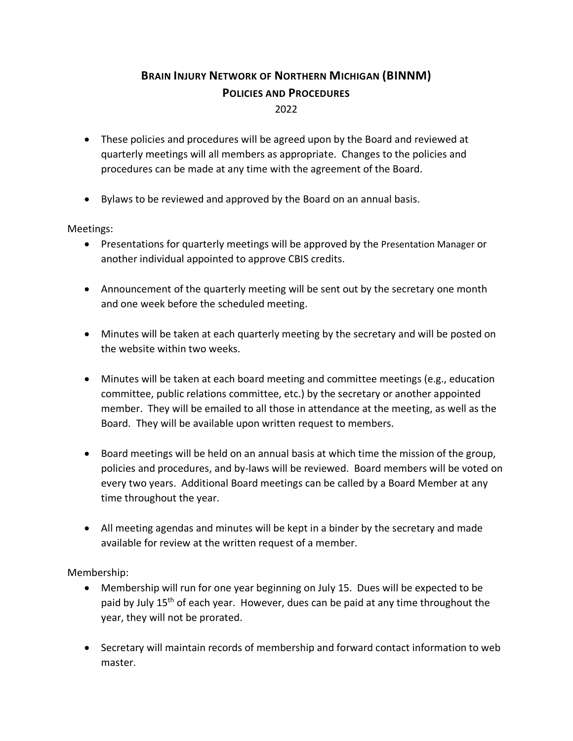# Brain Injury Network of Northern Michigan (BINNM)
## Policies and Procedures

2022

- These policies and procedures will be agreed upon by the Board and reviewed at quarterly meetings will all members as appropriate. Changes to the policies and procedures can be made at any time with the agreement of the Board.

- Bylaws to be reviewed and approved by the Board on an annual basis.

Meetings:

- Presentations for quarterly meetings will be approved by the Presentation Manager or another individual appointed to approve CBIS credits.

- Announcement of the quarterly meeting will be sent out by the secretary one month and one week before the scheduled meeting.

- Minutes will be taken at each quarterly meeting by the secretary and will be posted on the website within two weeks.

- Minutes will be taken at each board meeting and committee meetings (e.g., education committee, public relations committee, etc.) by the secretary or another appointed member. They will be emailed to all those in attendance at the meeting, as well as the Board. They will be available upon written request to members.

- Board meetings will be held on an annual basis at which time the mission of the group, policies and procedures, and by-laws will be reviewed. Board members will be voted on every two years. Additional Board meetings can be called by a Board Member at any time throughout the year.

- All meeting agendas and minutes will be kept in a binder by the secretary and made available for review at the written request of a member.

Membership:

- Membership will run for one year beginning on July 15. Dues will be expected to be paid by July 15th of each year. However, dues can be paid at any time throughout the year, they will not be prorated.

- Secretary will maintain records of membership and forward contact information to web master.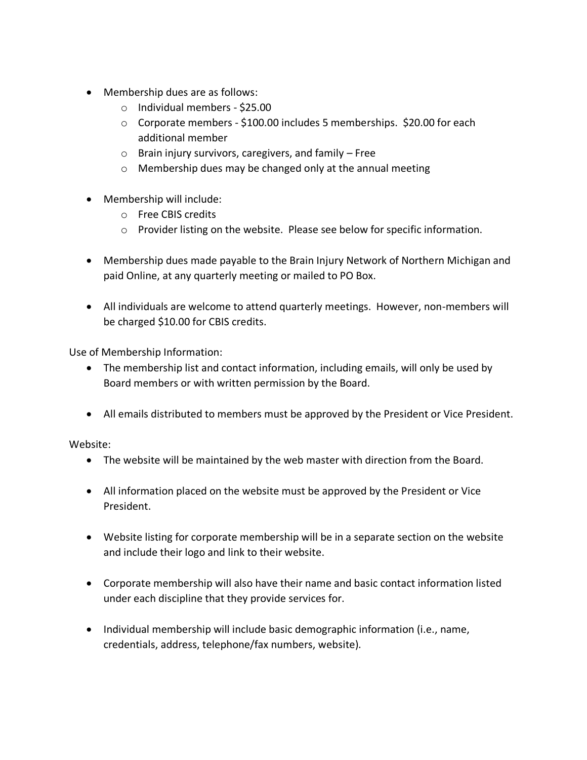- Membership dues are as follows:
  - Individual members - $25.00
  - Corporate members - $100.00 includes 5 memberships. $20.00 for each additional member
  - Brain injury survivors, caregivers, and family – Free
  - Membership dues may be changed only at the annual meeting

- Membership will include:
  - Free CBIS credits
  - Provider listing on the website. Please see below for specific information.

- Membership dues made payable to the Brain Injury Network of Northern Michigan and paid Online, at any quarterly meeting or mailed to PO Box.

- All individuals are welcome to attend quarterly meetings. However, non-members will be charged $10.00 for CBIS credits.

Use of Membership Information:

- The membership list and contact information, including emails, will only be used by Board members or with written permission by the Board.

- All emails distributed to members must be approved by the President or Vice President.

Website:

- The website will be maintained by the web master with direction from the Board.

- All information placed on the website must be approved by the President or Vice President.

- Website listing for corporate membership will be in a separate section on the website and include their logo and link to their website.

- Corporate membership will also have their name and basic contact information listed under each discipline that they provide services for.

- Individual membership will include basic demographic information (i.e., name, credentials, address, telephone/fax numbers, website).